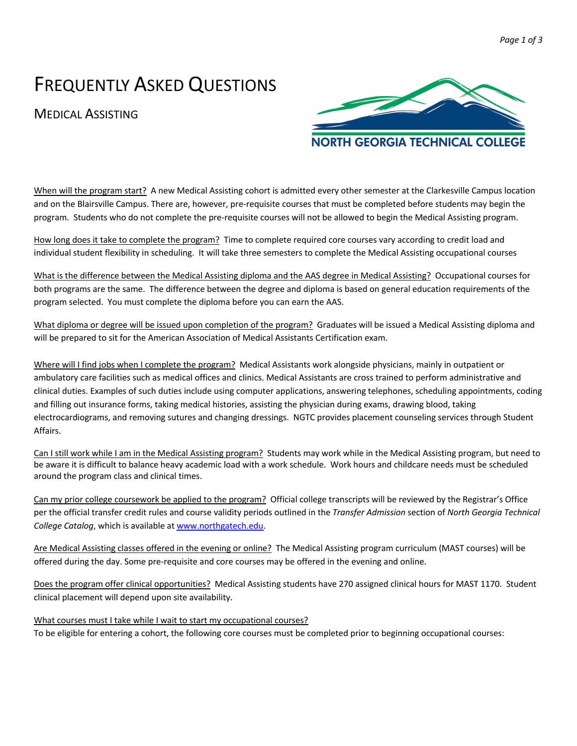# Frequently Asked Questions

## Medical Assisting

North Georgia Technical College

<u>When will the program start?</u> A new Medical Assisting cohort is admitted every other semester at the Clarkesville Campus location and on the Blairsville Campus. There are, however, pre-requisite courses that must be completed before students may begin the program. Students who do not complete the pre-requisite courses will not be allowed to begin the Medical Assisting program.

<u>How long does it take to complete the program?</u> Time to complete required core courses vary according to credit load and individual student flexibility in scheduling. It will take three semesters to complete the Medical Assisting occupational courses

<u>What is the difference between the Medical Assisting diploma and the AAS degree in Medical Assisting?</u> Occupational courses for both programs are the same. The difference between the degree and diploma is based on general education requirements of the program selected. You must complete the diploma before you can earn the AAS.

<u>What diploma or degree will be issued upon completion of the program?</u> Graduates will be issued a Medical Assisting diploma and will be prepared to sit for the American Association of Medical Assistants Certification exam.

<u>Where will I find jobs when I complete the program?</u> Medical Assistants work alongside physicians, mainly in outpatient or ambulatory care facilities such as medical offices and clinics. Medical Assistants are cross trained to perform administrative and clinical duties. Examples of such duties include using computer applications, answering telephones, scheduling appointments, coding and filling out insurance forms, taking medical histories, assisting the physician during exams, drawing blood, taking electrocardiograms, and removing sutures and changing dressings. NGTC provides placement counseling services through Student Affairs.

<u>Can I still work while I am in the Medical Assisting program?</u> Students may work while in the Medical Assisting program, but need to be aware it is difficult to balance heavy academic load with a work schedule. Work hours and childcare needs must be scheduled around the program class and clinical times.

<u>Can my prior college coursework be applied to the program?</u> Official college transcripts will be reviewed by the Registrar's Office per the official transfer credit rules and course validity periods outlined in the *Transfer Admission* section of *North Georgia Technical College Catalog*, which is available at www.northgatech.edu.

<u>Are Medical Assisting classes offered in the evening or online?</u> The Medical Assisting program curriculum (MAST courses) will be offered during the day. Some pre-requisite and core courses may be offered in the evening and online.

<u>Does the program offer clinical opportunities?</u> Medical Assisting students have 270 assigned clinical hours for MAST 1170. Student clinical placement will depend upon site availability.

<u>What courses must I take while I wait to start my occupational courses?</u>
To be eligible for entering a cohort, the following core courses must be completed prior to beginning occupational courses: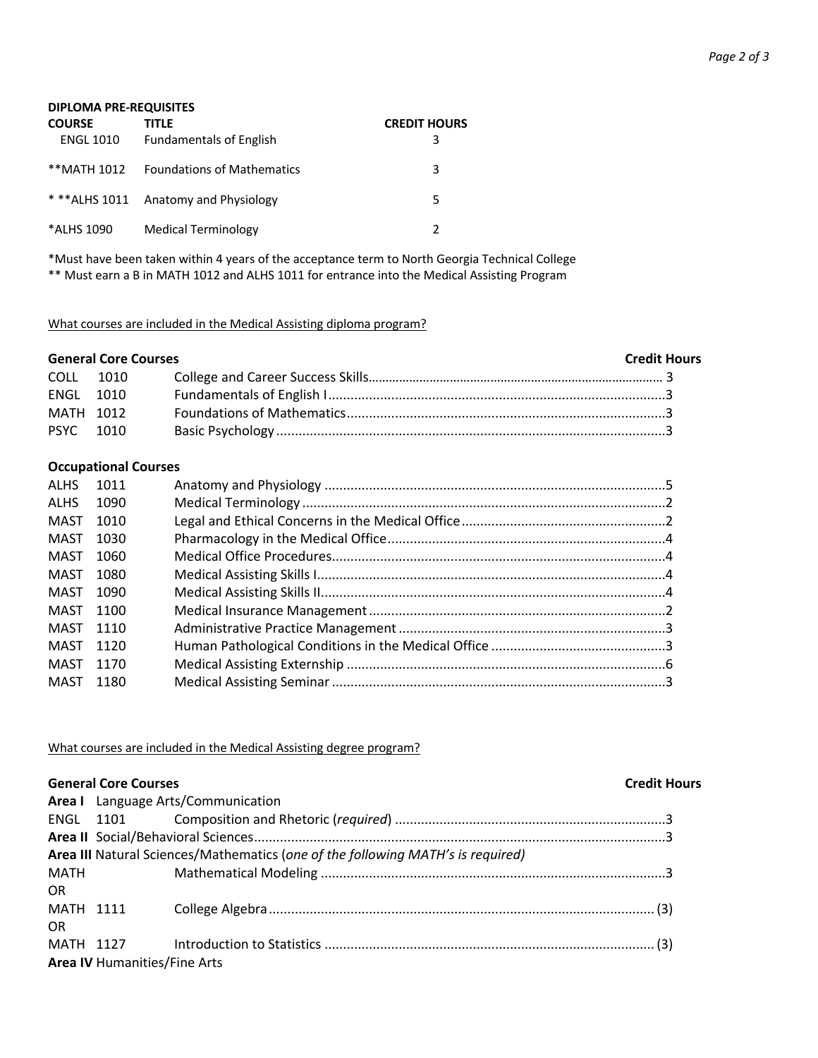**DIPLOMA PRE-REQUISITES**

| COURSE | TITLE | CREDIT HOURS |
|---|---|---|
| ENGL 1010 | Fundamentals of English | 3 |
| **MATH 1012 | Foundations of Mathematics | 3 |
| * **ALHS 1011 | Anatomy and Physiology | 5 |
| *ALHS 1090 | Medical Terminology | 2 |

*Must have been taken within 4 years of the acceptance term to North Georgia Technical College
** Must earn a B in MATH 1012 and ALHS 1011 for entrance into the Medical Assisting Program

What courses are included in the Medical Assisting diploma program?

| **General Core Courses** | | **Credit Hours** |
|---|---|---|
| COLL 1010 | College and Career Success Skills | 3 |
| ENGL 1010 | Fundamentals of English I | 3 |
| MATH 1012 | Foundations of Mathematics | 3 |
| PSYC 1010 | Basic Psychology | 3 |
| **Occupational Courses** | | |
| ALHS 1011 | Anatomy and Physiology | 5 |
| ALHS 1090 | Medical Terminology | 2 |
| MAST 1010 | Legal and Ethical Concerns in the Medical Office | 2 |
| MAST 1030 | Pharmacology in the Medical Office | 4 |
| MAST 1060 | Medical Office Procedures | 4 |
| MAST 1080 | Medical Assisting Skills I | 4 |
| MAST 1090 | Medical Assisting Skills II | 4 |
| MAST 1100 | Medical Insurance Management | 2 |
| MAST 1110 | Administrative Practice Management | 3 |
| MAST 1120 | Human Pathological Conditions in the Medical Office | 3 |
| MAST 1170 | Medical Assisting Externship | 6 |
| MAST 1180 | Medical Assisting Seminar | 3 |

What courses are included in the Medical Assisting degree program?

| **General Core Courses** | | **Credit Hours** |
|---|---|---|
| **Area I** Language Arts/Communication | | |
| ENGL 1101 | Composition and Rhetoric (*required*) | 3 |
| **Area II** Social/Behavioral Sciences | | 3 |
| **Area III** Natural Sciences/Mathematics (*one of the following MATH's is required)* | | |
| MATH | Mathematical Modeling | 3 |
| OR | | |
| MATH 1111 | College Algebra | (3) |
| OR | | |
| MATH 1127 | Introduction to Statistics | (3) |
| **Area IV** Humanities/Fine Arts | | |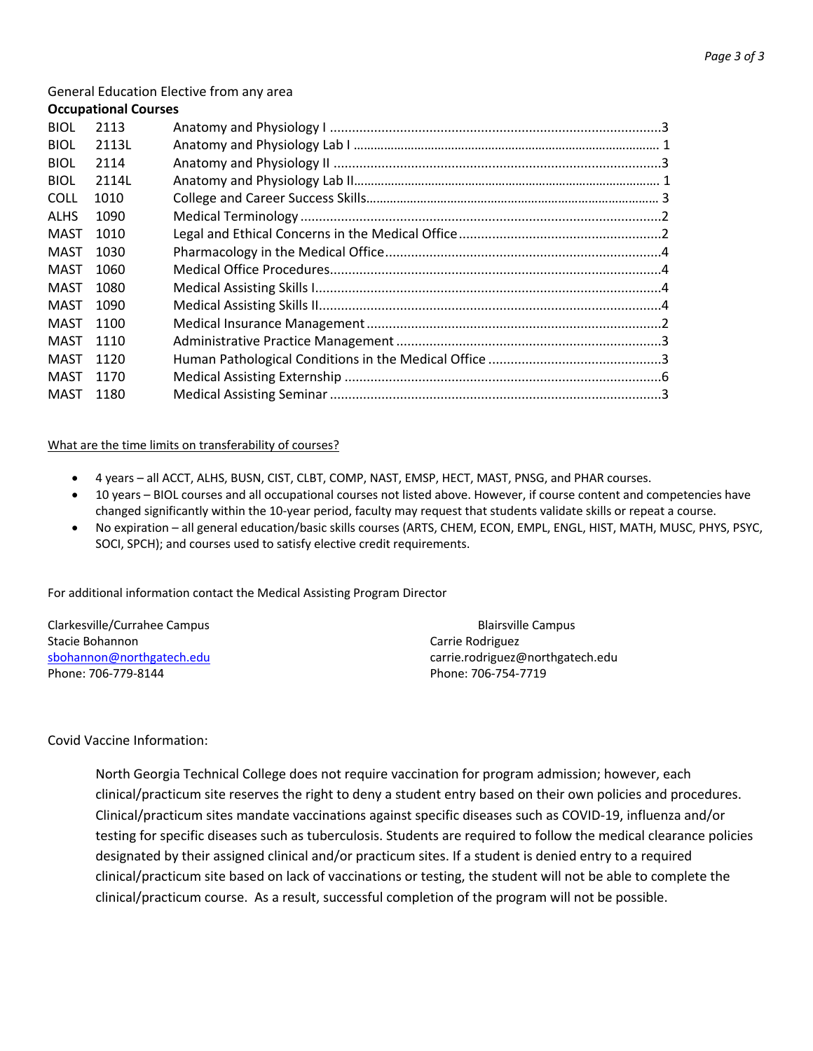General Education Elective from any area

**Occupational Courses**

| | | | |
|---|---|---|---|
| BIOL | 2113 | Anatomy and Physiology I | 3 |
| BIOL | 2113L | Anatomy and Physiology Lab I | 1 |
| BIOL | 2114 | Anatomy and Physiology II | 3 |
| BIOL | 2114L | Anatomy and Physiology Lab II | 1 |
| COLL | 1010 | College and Career Success Skills | 3 |
| ALHS | 1090 | Medical Terminology | 2 |
| MAST | 1010 | Legal and Ethical Concerns in the Medical Office | 2 |
| MAST | 1030 | Pharmacology in the Medical Office | 4 |
| MAST | 1060 | Medical Office Procedures | 4 |
| MAST | 1080 | Medical Assisting Skills I | 4 |
| MAST | 1090 | Medical Assisting Skills II | 4 |
| MAST | 1100 | Medical Insurance Management | 2 |
| MAST | 1110 | Administrative Practice Management | 3 |
| MAST | 1120 | Human Pathological Conditions in the Medical Office | 3 |
| MAST | 1170 | Medical Assisting Externship | 6 |
| MAST | 1180 | Medical Assisting Seminar | 3 |

What are the time limits on transferability of courses?

- 4 years – all ACCT, ALHS, BUSN, CIST, CLBT, COMP, NAST, EMSP, HECT, MAST, PNSG, and PHAR courses.
- 10 years – BIOL courses and all occupational courses not listed above. However, if course content and competencies have changed significantly within the 10-year period, faculty may request that students validate skills or repeat a course.
- No expiration – all general education/basic skills courses (ARTS, CHEM, ECON, EMPL, ENGL, HIST, MATH, MUSC, PHYS, PSYC, SOCI, SPCH); and courses used to satisfy elective credit requirements.

For additional information contact the Medical Assisting Program Director

Clarkesville/Currahee Campus
Stacie Bohannon
sbohannon@northgatech.edu
Phone: 706-779-8144

Blairsville Campus
Carrie Rodriguez
carrie.rodriguez@northgatech.edu
Phone: 706-754-7719

Covid Vaccine Information:

North Georgia Technical College does not require vaccination for program admission; however, each clinical/practicum site reserves the right to deny a student entry based on their own policies and procedures. Clinical/practicum sites mandate vaccinations against specific diseases such as COVID-19, influenza and/or testing for specific diseases such as tuberculosis. Students are required to follow the medical clearance policies designated by their assigned clinical and/or practicum sites. If a student is denied entry to a required clinical/practicum site based on lack of vaccinations or testing, the student will not be able to complete the clinical/practicum course. As a result, successful completion of the program will not be possible.